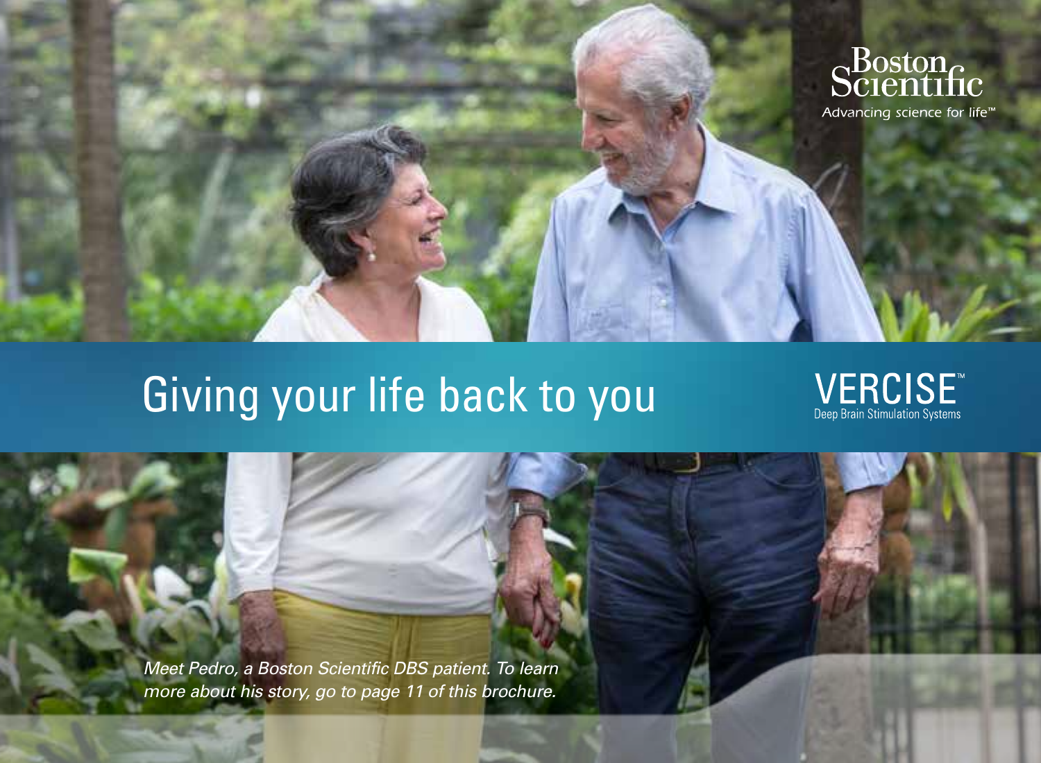Boston Scientific

Advancing science for life™

# Giving your life back to you

VERCISE™

Deep Brain Stimulation Systems

*Meet Pedro, a Boston Scientific DBS patient. To learn more about his story, go to page 11 of this brochure.*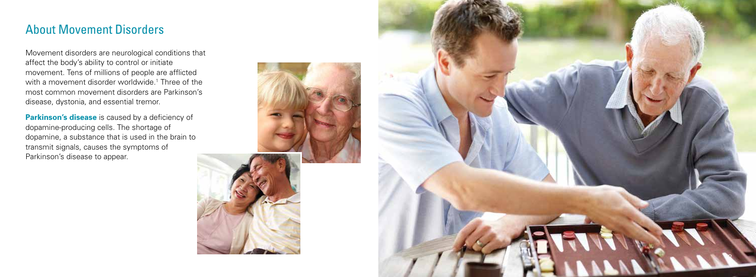## About Movement Disorders

Movement disorders are neurological conditions that affect the body's ability to control or initiate movement. Tens of millions of people are afflicted with a movement disorder worldwide.[1] Three of the most common movement disorders are Parkinson's disease, dystonia, and essential tremor.

**Parkinson's disease** is caused by a deficiency of dopamine-producing cells. The shortage of dopamine, a substance that is used in the brain to transmit signals, causes the symptoms of Parkinson's disease to appear.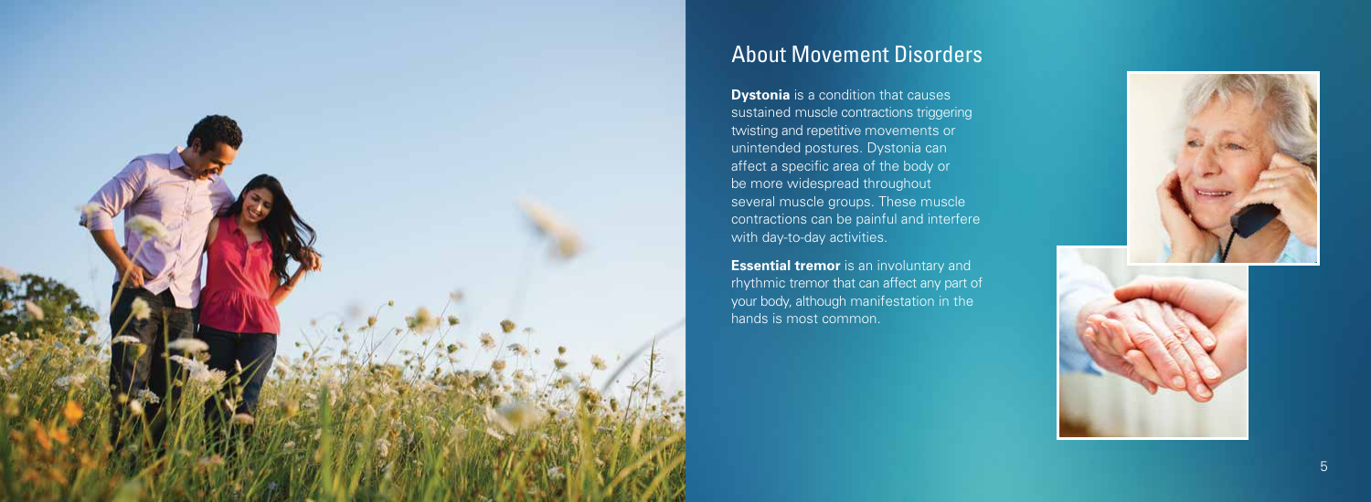## About Movement Disorders

**Dystonia** is a condition that causes sustained muscle contractions triggering twisting and repetitive movements or unintended postures. Dystonia can affect a specific area of the body or be more widespread throughout several muscle groups. These muscle contractions can be painful and interfere with day-to-day activities.

**Essential tremor** is an involuntary and rhythmic tremor that can affect any part of your body, although manifestation in the hands is most common.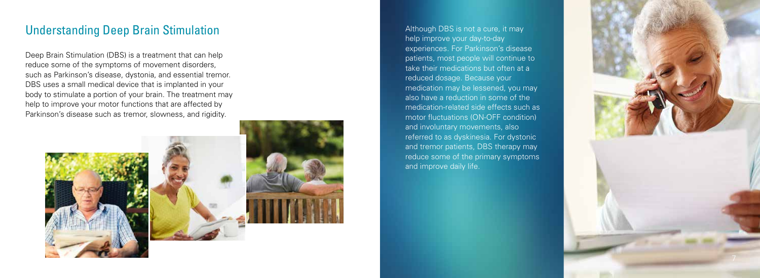## Understanding Deep Brain Stimulation

Deep Brain Stimulation (DBS) is a treatment that can help reduce some of the symptoms of movement disorders, such as Parkinson's disease, dystonia, and essential tremor. DBS uses a small medical device that is implanted in your body to stimulate a portion of your brain. The treatment may help to improve your motor functions that are affected by Parkinson's disease such as tremor, slowness, and rigidity.

Although DBS is not a cure, it may help improve your day-to-day experiences. For Parkinson's disease patients, most people will continue to take their medications but often at a reduced dosage. Because your medication may be lessened, you may also have a reduction in some of the medication-related side effects such as motor fluctuations (ON-OFF condition) and involuntary movements, also referred to as dyskinesia. For dystonic and tremor patients, DBS therapy may reduce some of the primary symptoms and improve daily life.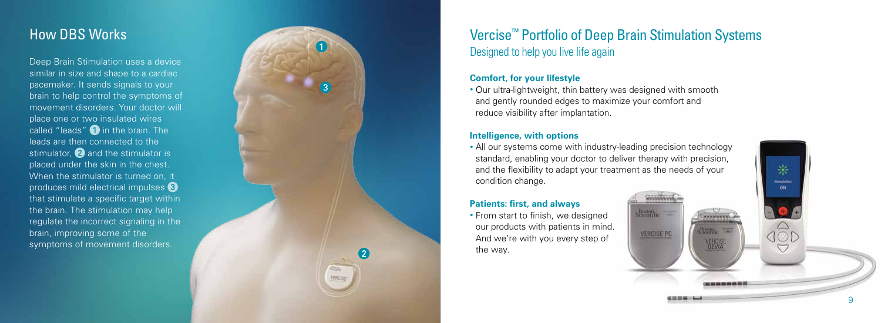## How DBS Works

Deep Brain Stimulation uses a device similar in size and shape to a cardiac pacemaker. It sends signals to your brain to help control the symptoms of movement disorders. Your doctor will place one or two insulated wires called "leads" 1 in the brain. The leads are then connected to the stimulator, 2 and the stimulator is placed under the skin in the chest. When the stimulator is turned on, it produces mild electrical impulses 3 that stimulate a specific target within the brain. The stimulation may help regulate the incorrect signaling in the brain, improving some of the symptoms of movement disorders.

## Vercise™ Portfolio of Deep Brain Stimulation Systems

Designed to help you live life again

**Comfort, for your lifestyle**

- Our ultra-lightweight, thin battery was designed with smooth and gently rounded edges to maximize your comfort and reduce visibility after implantation.

**Intelligence, with options**

- All our systems come with industry-leading precision technology standard, enabling your doctor to deliver therapy with precision, and the flexibility to adapt your treatment as the needs of your condition change.

**Patients: first, and always**

- From start to finish, we designed our products with patients in mind. And we're with you every step of the way.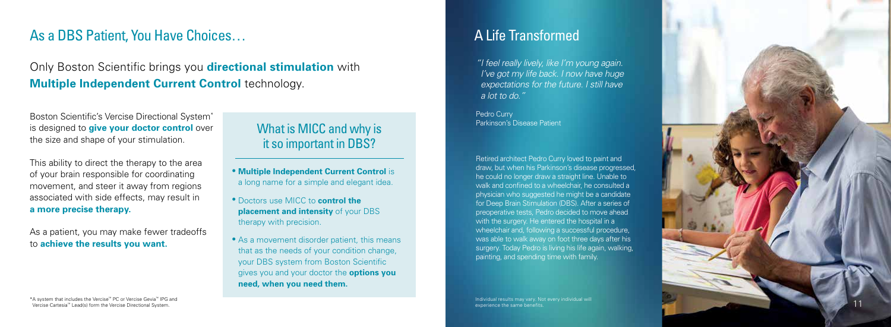## As a DBS Patient, You Have Choices…

### Only Boston Scientific brings you **directional stimulation** with **Multiple Independent Current Control** technology.

Boston Scientific's Vercise Directional System* is designed to **give your doctor control** over the size and shape of your stimulation.

This ability to direct the therapy to the area of your brain responsible for coordinating movement, and steer it away from regions associated with side effects, may result in **a more precise therapy.**

As a patient, you may make fewer tradeoffs to **achieve the results you want.**

### What is MICC and why is it so important in DBS?

- **Multiple Independent Current Control** is a long name for a simple and elegant idea.
- Doctors use MICC to **control the placement and intensity** of your DBS therapy with precision.
- As a movement disorder patient, this means that as the needs of your condition change, your DBS system from Boston Scientific gives you and your doctor the **options you need, when you need them.**

*A system that includes the Vercise™ PC or Vercise Gevia™ IPG and Vercise Cartesia™ Lead(s) form the Vercise Directional System.

## A Life Transformed

*"I feel really lively, like I'm young again. I've got my life back. I now have huge expectations for the future. I still have a lot to do."*

Pedro Curry
Parkinson's Disease Patient

Retired architect Pedro Curry loved to paint and draw, but when his Parkinson's disease progressed, he could no longer draw a straight line. Unable to walk and confined to a wheelchair, he consulted a physician who suggested he might be a candidate for Deep Brain Stimulation (DBS). After a series of preoperative tests, Pedro decided to move ahead with the surgery. He entered the hospital in a wheelchair and, following a successful procedure, was able to walk away on foot three days after his surgery. Today Pedro is living his life again, walking, painting, and spending time with family.

Individual results may vary. Not every individual will experience the same benefits.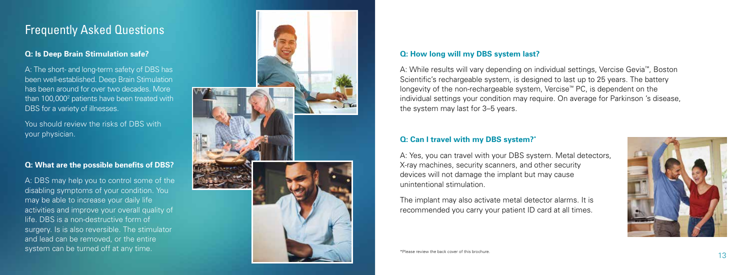## Frequently Asked Questions

**Q: Is Deep Brain Stimulation safe?**

A: The short- and long-term safety of DBS has been well-established. Deep Brain Stimulation has been around for over two decades. More than 100,000[2] patients have been treated with DBS for a variety of illnesses.

You should review the risks of DBS with your physician.

**Q: What are the possible benefits of DBS?**

A: DBS may help you to control some of the disabling symptoms of your condition. You may be able to increase your daily life activities and improve your overall quality of life. DBS is a non-destructive form of surgery. Is is also reversible. The stimulator and lead can be removed, or the entire system can be turned off at any time.

**Q: How long will my DBS system last?**

A: While results will vary depending on individual settings, Vercise Gevia™, Boston Scientific's rechargeable system, is designed to last up to 25 years. The battery longevity of the non-rechargeable system, Vercise™ PC, is dependent on the individual settings your condition may require. On average for Parkinson 's disease, the system may last for 3–5 years.

**Q: Can I travel with my DBS system?***

A: Yes, you can travel with your DBS system. Metal detectors, X-ray machines, security scanners, and other security devices will not damage the implant but may cause unintentional stimulation.

The implant may also activate metal detector alarms. It is recommended you carry your patient ID card at all times.

*Please review the back cover of this brochure.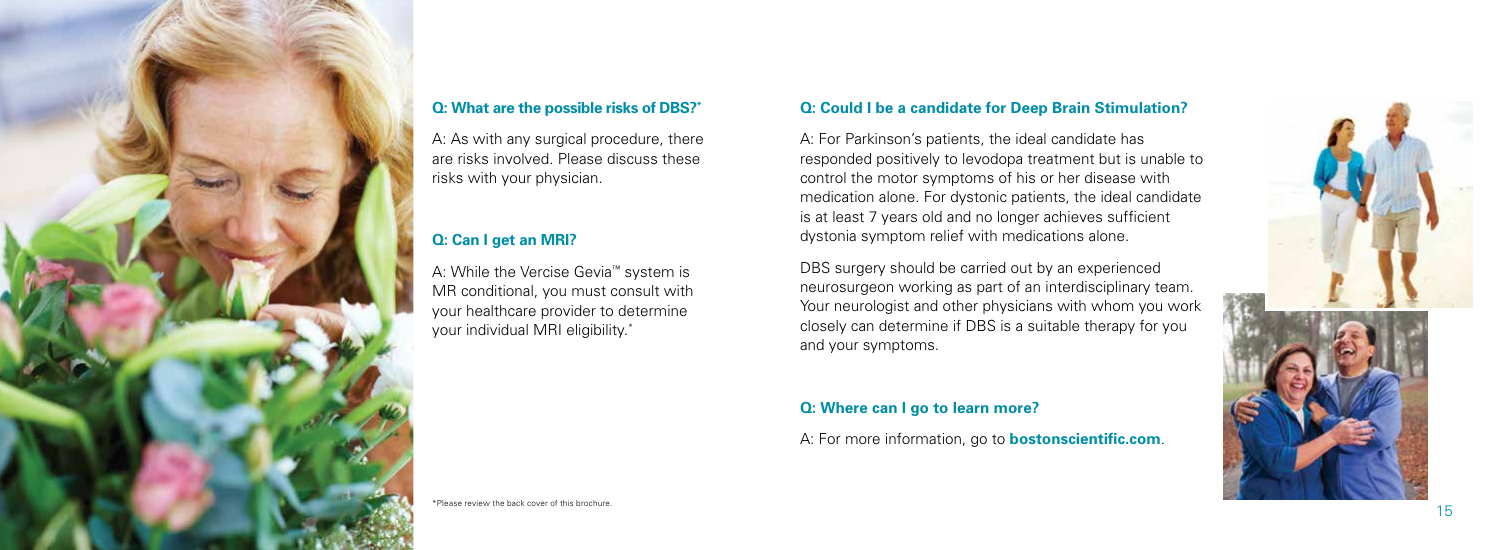### Q: What are the possible risks of DBS?*

A: As with any surgical procedure, there are risks involved. Please discuss these risks with your physician.

### Q: Can I get an MRI?

A: While the Vercise Gevia™ system is MR conditional, you must consult with your healthcare provider to determine your individual MRI eligibility.*

### Q: Could I be a candidate for Deep Brain Stimulation?

A: For Parkinson's patients, the ideal candidate has responded positively to levodopa treatment but is unable to control the motor symptoms of his or her disease with medication alone. For dystonic patients, the ideal candidate is at least 7 years old and no longer achieves sufficient dystonia symptom relief with medications alone.

DBS surgery should be carried out by an experienced neurosurgeon working as part of an interdisciplinary team. Your neurologist and other physicians with whom you work closely can determine if DBS is a suitable therapy for you and your symptoms.

### Q: Where can I go to learn more?

A: For more information, go to **bostonscientific.com**.

*Please review the back cover of this brochure.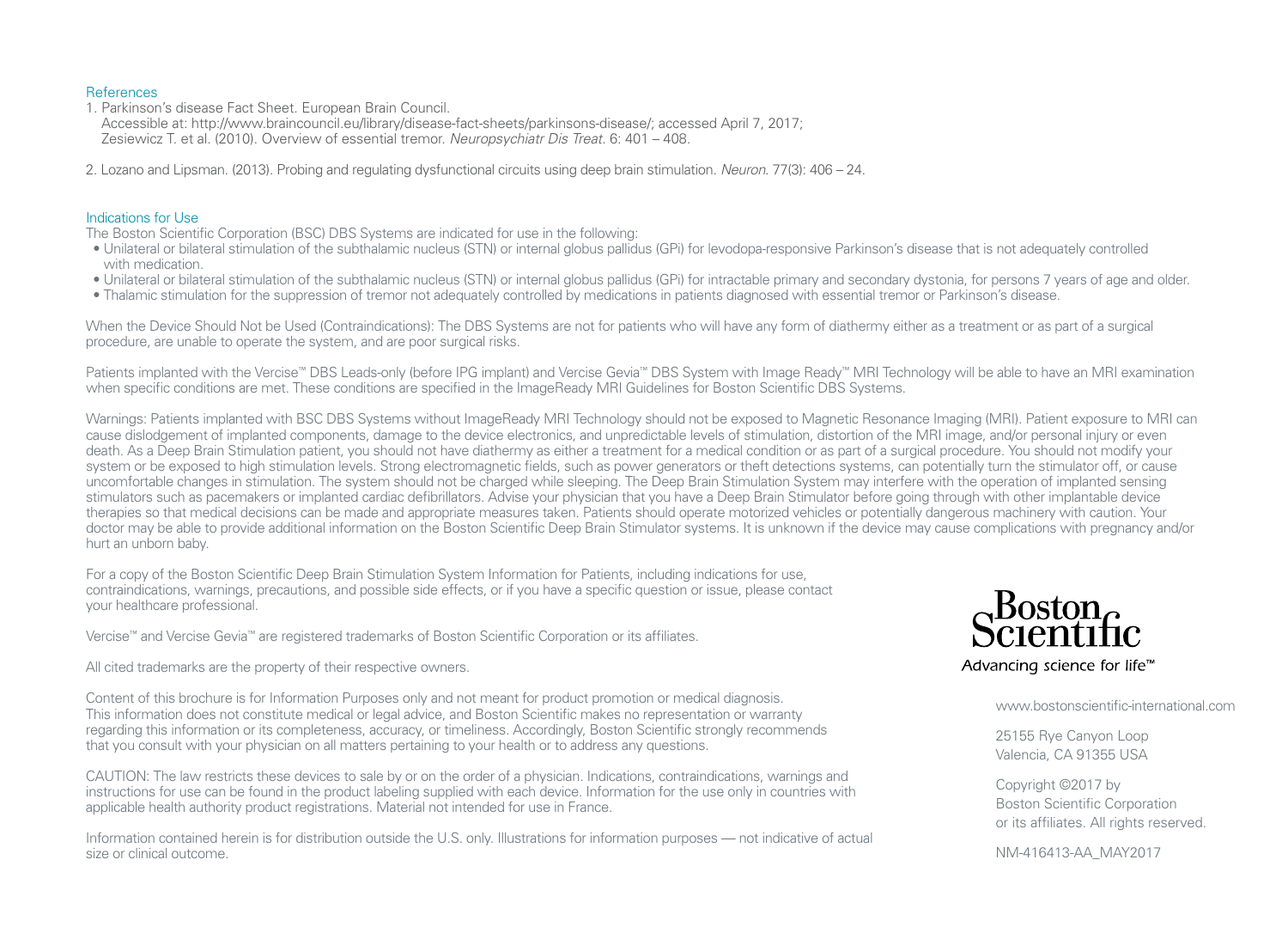## References

1. Parkinson's disease Fact Sheet. European Brain Council. Accessible at: http://www.braincouncil.eu/library/disease-fact-sheets/parkinsons-disease/; accessed April 7, 2017; Zesiewicz T. et al. (2010). Overview of essential tremor. *Neuropsychiatr Dis Treat.* 6: 401 – 408.

2. Lozano and Lipsman. (2013). Probing and regulating dysfunctional circuits using deep brain stimulation. *Neuron.* 77(3): 406 – 24.

## Indications for Use

The Boston Scientific Corporation (BSC) DBS Systems are indicated for use in the following:

- Unilateral or bilateral stimulation of the subthalamic nucleus (STN) or internal globus pallidus (GPi) for levodopa-responsive Parkinson's disease that is not adequately controlled with medication.
- Unilateral or bilateral stimulation of the subthalamic nucleus (STN) or internal globus pallidus (GPi) for intractable primary and secondary dystonia, for persons 7 years of age and older.
- Thalamic stimulation for the suppression of tremor not adequately controlled by medications in patients diagnosed with essential tremor or Parkinson's disease.

When the Device Should Not be Used (Contraindications): The DBS Systems are not for patients who will have any form of diathermy either as a treatment or as part of a surgical procedure, are unable to operate the system, and are poor surgical risks.

Patients implanted with the Vercise™ DBS Leads-only (before IPG implant) and Vercise Gevia™ DBS System with Image Ready™ MRI Technology will be able to have an MRI examination when specific conditions are met. These conditions are specified in the ImageReady MRI Guidelines for Boston Scientific DBS Systems.

Warnings: Patients implanted with BSC DBS Systems without ImageReady MRI Technology should not be exposed to Magnetic Resonance Imaging (MRI). Patient exposure to MRI can cause dislodgement of implanted components, damage to the device electronics, and unpredictable levels of stimulation, distortion of the MRI image, and/or personal injury or even death. As a Deep Brain Stimulation patient, you should not have diathermy as either a treatment for a medical condition or as part of a surgical procedure. You should not modify your system or be exposed to high stimulation levels. Strong electromagnetic fields, such as power generators or theft detections systems, can potentially turn the stimulator off, or cause uncomfortable changes in stimulation. The system should not be charged while sleeping. The Deep Brain Stimulation System may interfere with the operation of implanted sensing stimulators such as pacemakers or implanted cardiac defibrillators. Advise your physician that you have a Deep Brain Stimulator before going through with other implantable device therapies so that medical decisions can be made and appropriate measures taken. Patients should operate motorized vehicles or potentially dangerous machinery with caution. Your doctor may be able to provide additional information on the Boston Scientific Deep Brain Stimulator systems. It is unknown if the device may cause complications with pregnancy and/or hurt an unborn baby.

For a copy of the Boston Scientific Deep Brain Stimulation System Information for Patients, including indications for use, contraindications, warnings, precautions, and possible side effects, or if you have a specific question or issue, please contact your healthcare professional.

Vercise™ and Vercise Gevia™ are registered trademarks of Boston Scientific Corporation or its affiliates.

All cited trademarks are the property of their respective owners.

Content of this brochure is for Information Purposes only and not meant for product promotion or medical diagnosis. This information does not constitute medical or legal advice, and Boston Scientific makes no representation or warranty regarding this information or its completeness, accuracy, or timeliness. Accordingly, Boston Scientific strongly recommends that you consult with your physician on all matters pertaining to your health or to address any questions.

CAUTION: The law restricts these devices to sale by or on the order of a physician. Indications, contraindications, warnings and instructions for use can be found in the product labeling supplied with each device. Information for the use only in countries with applicable health authority product registrations. Material not intended for use in France.

Information contained herein is for distribution outside the U.S. only. Illustrations for information purposes — not indicative of actual size or clinical outcome.

Boston Scientific

Advancing science for life™

www.bostonscientific-international.com

25155 Rye Canyon Loop
Valencia, CA 91355 USA

Copyright ©2017 by
Boston Scientific Corporation
or its affiliates. All rights reserved.

NM-416413-AA_MAY2017